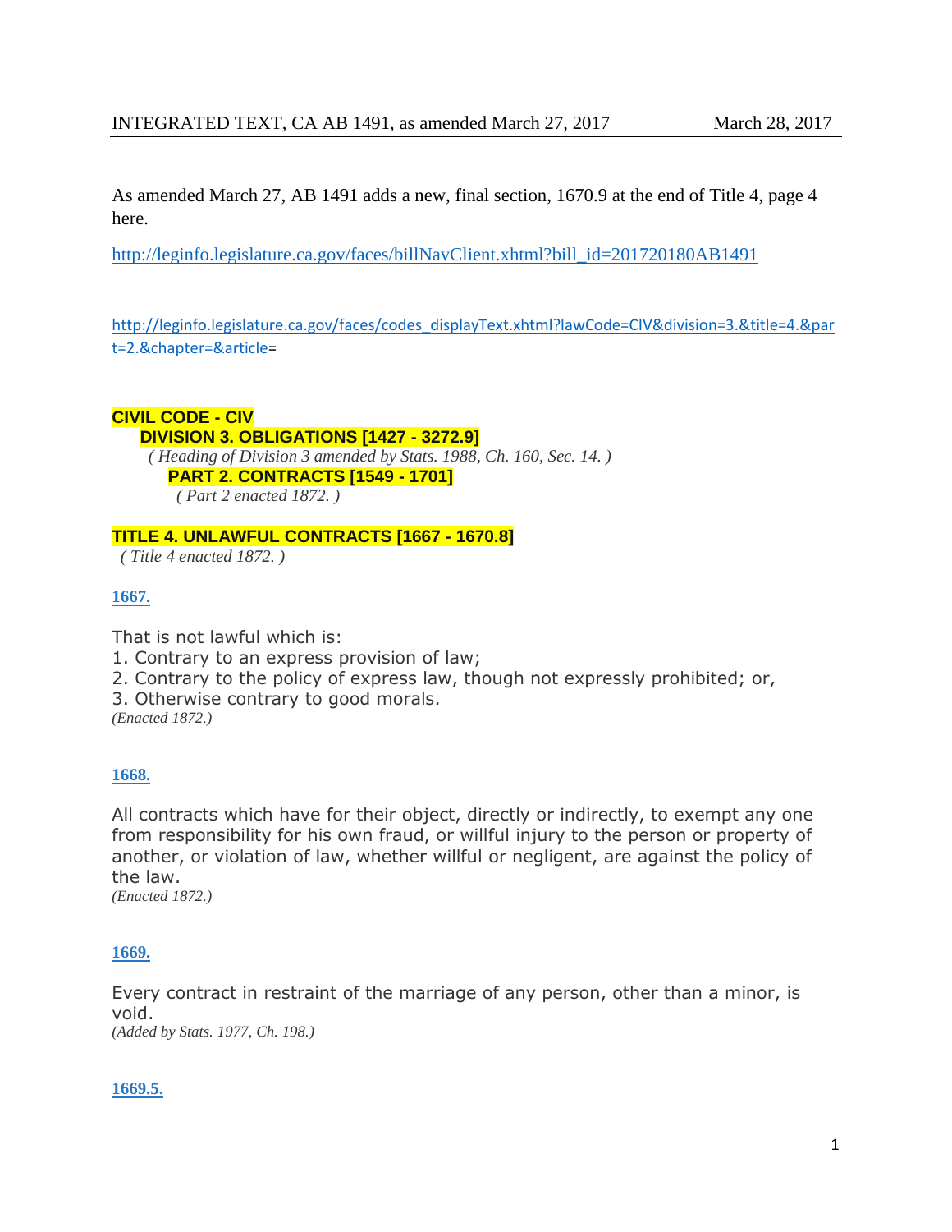INTEGRATED TEXT, CA AB 1491, as amended March 27, 2017 March 28, 2017

As amended March 27, AB 1491 adds a new, final section, 1670.9 at the end of Title 4, page 4 here.

http://leginfo.legislature.ca.gov/faces/billNavClient.xhtml?bill_id=201720180AB1491

http://leginfo.legislature.ca.gov/faces/codes_displayText.xhtml?lawCode=CIV&division=3.&title=4.&part=2.&chapter=&article=

**CIVIL CODE - CIV**

**DIVISION 3. OBLIGATIONS [1427 - 3272.9]**

*( Heading of Division 3 amended by Stats. 1988, Ch. 160, Sec. 14. )*

**PART 2. CONTRACTS [1549 - 1701]**

*( Part 2 enacted 1872. )*

## TITLE 4. UNLAWFUL CONTRACTS [1667 - 1670.8]

*( Title 4 enacted 1872. )*

### 1667.

That is not lawful which is:
1. Contrary to an express provision of law;
2. Contrary to the policy of express law, though not expressly prohibited; or,
3. Otherwise contrary to good morals.

*(Enacted 1872.)*

### 1668.

All contracts which have for their object, directly or indirectly, to exempt any one from responsibility for his own fraud, or willful injury to the person or property of another, or violation of law, whether willful or negligent, are against the policy of the law.

*(Enacted 1872.)*

### 1669.

Every contract in restraint of the marriage of any person, other than a minor, is void.

*(Added by Stats. 1977, Ch. 198.)*

### 1669.5.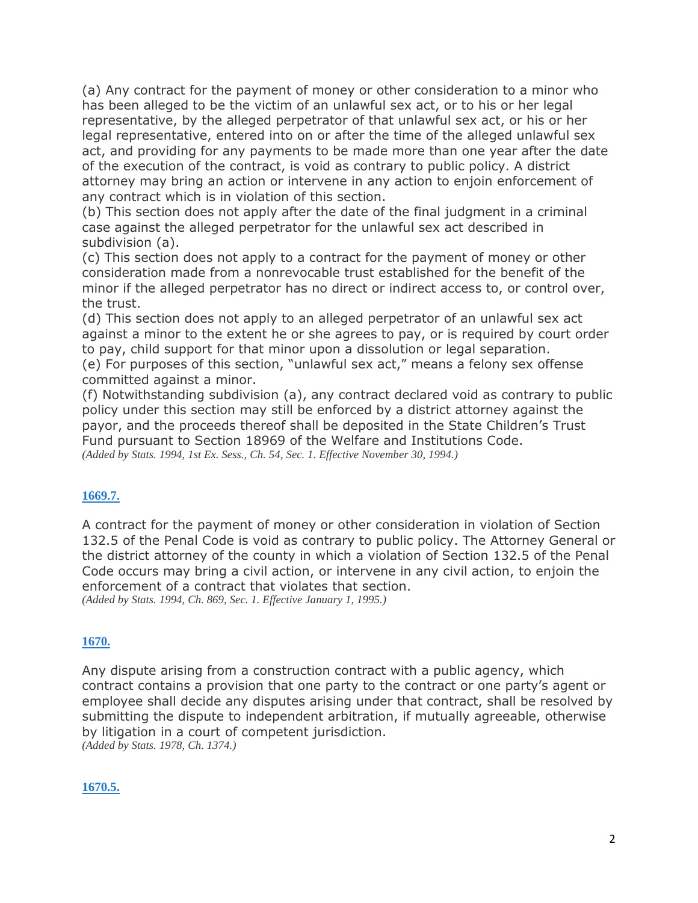(a) Any contract for the payment of money or other consideration to a minor who has been alleged to be the victim of an unlawful sex act, or to his or her legal representative, by the alleged perpetrator of that unlawful sex act, or his or her legal representative, entered into on or after the time of the alleged unlawful sex act, and providing for any payments to be made more than one year after the date of the execution of the contract, is void as contrary to public policy. A district attorney may bring an action or intervene in any action to enjoin enforcement of any contract which is in violation of this section.
(b) This section does not apply after the date of the final judgment in a criminal case against the alleged perpetrator for the unlawful sex act described in subdivision (a).
(c) This section does not apply to a contract for the payment of money or other consideration made from a nonrevocable trust established for the benefit of the minor if the alleged perpetrator has no direct or indirect access to, or control over, the trust.
(d) This section does not apply to an alleged perpetrator of an unlawful sex act against a minor to the extent he or she agrees to pay, or is required by court order to pay, child support for that minor upon a dissolution or legal separation.
(e) For purposes of this section, "unlawful sex act," means a felony sex offense committed against a minor.
(f) Notwithstanding subdivision (a), any contract declared void as contrary to public policy under this section may still be enforced by a district attorney against the payor, and the proceeds thereof shall be deposited in the State Children's Trust Fund pursuant to Section 18969 of the Welfare and Institutions Code.
*(Added by Stats. 1994, 1st Ex. Sess., Ch. 54, Sec. 1. Effective November 30, 1994.)*

**1669.7.**

A contract for the payment of money or other consideration in violation of Section 132.5 of the Penal Code is void as contrary to public policy. The Attorney General or the district attorney of the county in which a violation of Section 132.5 of the Penal Code occurs may bring a civil action, or intervene in any civil action, to enjoin the enforcement of a contract that violates that section.
*(Added by Stats. 1994, Ch. 869, Sec. 1. Effective January 1, 1995.)*

**1670.**

Any dispute arising from a construction contract with a public agency, which contract contains a provision that one party to the contract or one party's agent or employee shall decide any disputes arising under that contract, shall be resolved by submitting the dispute to independent arbitration, if mutually agreeable, otherwise by litigation in a court of competent jurisdiction.
*(Added by Stats. 1978, Ch. 1374.)*

**1670.5.**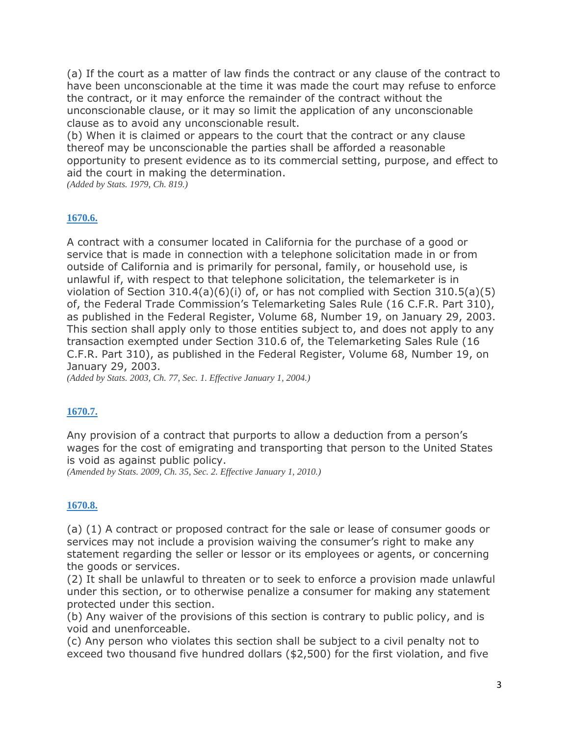(a) If the court as a matter of law finds the contract or any clause of the contract to have been unconscionable at the time it was made the court may refuse to enforce the contract, or it may enforce the remainder of the contract without the unconscionable clause, or it may so limit the application of any unconscionable clause as to avoid any unconscionable result.
(b) When it is claimed or appears to the court that the contract or any clause thereof may be unconscionable the parties shall be afforded a reasonable opportunity to present evidence as to its commercial setting, purpose, and effect to aid the court in making the determination.
*(Added by Stats. 1979, Ch. 819.)*

**1670.6.**

A contract with a consumer located in California for the purchase of a good or service that is made in connection with a telephone solicitation made in or from outside of California and is primarily for personal, family, or household use, is unlawful if, with respect to that telephone solicitation, the telemarketer is in violation of Section 310.4(a)(6)(i) of, or has not complied with Section 310.5(a)(5) of, the Federal Trade Commission's Telemarketing Sales Rule (16 C.F.R. Part 310), as published in the Federal Register, Volume 68, Number 19, on January 29, 2003. This section shall apply only to those entities subject to, and does not apply to any transaction exempted under Section 310.6 of, the Telemarketing Sales Rule (16 C.F.R. Part 310), as published in the Federal Register, Volume 68, Number 19, on January 29, 2003.
*(Added by Stats. 2003, Ch. 77, Sec. 1. Effective January 1, 2004.)*

**1670.7.**

Any provision of a contract that purports to allow a deduction from a person's wages for the cost of emigrating and transporting that person to the United States is void as against public policy.
*(Amended by Stats. 2009, Ch. 35, Sec. 2. Effective January 1, 2010.)*

**1670.8.**

(a) (1) A contract or proposed contract for the sale or lease of consumer goods or services may not include a provision waiving the consumer's right to make any statement regarding the seller or lessor or its employees or agents, or concerning the goods or services.
(2) It shall be unlawful to threaten or to seek to enforce a provision made unlawful under this section, or to otherwise penalize a consumer for making any statement protected under this section.
(b) Any waiver of the provisions of this section is contrary to public policy, and is void and unenforceable.
(c) Any person who violates this section shall be subject to a civil penalty not to exceed two thousand five hundred dollars ($2,500) for the first violation, and five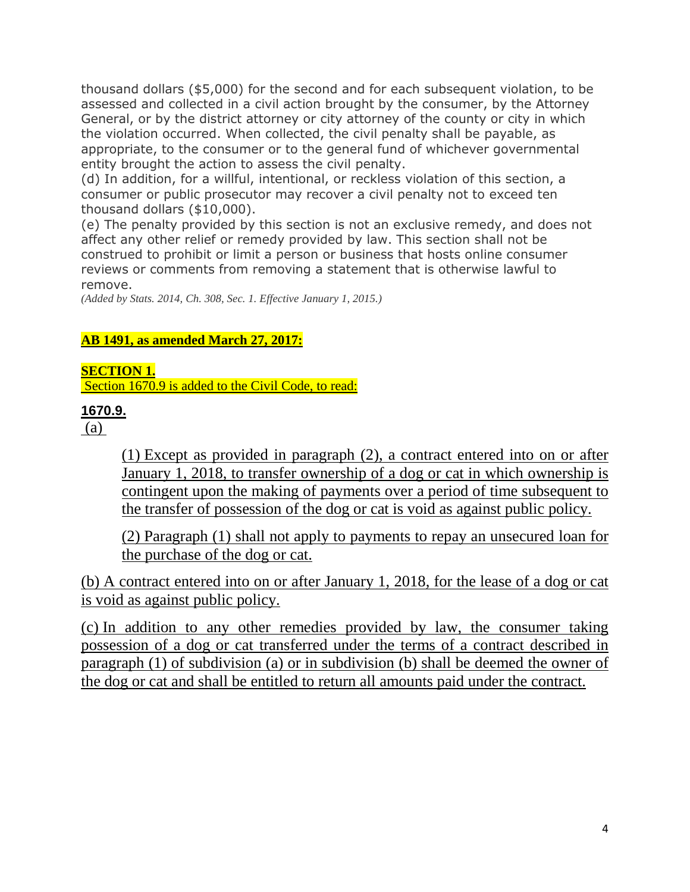thousand dollars ($5,000) for the second and for each subsequent violation, to be assessed and collected in a civil action brought by the consumer, by the Attorney General, or by the district attorney or city attorney of the county or city in which the violation occurred. When collected, the civil penalty shall be payable, as appropriate, to the consumer or to the general fund of whichever governmental entity brought the action to assess the civil penalty.

(d) In addition, for a willful, intentional, or reckless violation of this section, a consumer or public prosecutor may recover a civil penalty not to exceed ten thousand dollars ($10,000).

(e) The penalty provided by this section is not an exclusive remedy, and does not affect any other relief or remedy provided by law. This section shall not be construed to prohibit or limit a person or business that hosts online consumer reviews or comments from removing a statement that is otherwise lawful to remove.

*(Added by Stats. 2014, Ch. 308, Sec. 1. Effective January 1, 2015.)*

**AB 1491, as amended March 27, 2017:**

**SECTION 1.**

Section 1670.9 is added to the Civil Code, to read:

**1670.9.**

(a)

(1) Except as provided in paragraph (2), a contract entered into on or after January 1, 2018, to transfer ownership of a dog or cat in which ownership is contingent upon the making of payments over a period of time subsequent to the transfer of possession of the dog or cat is void as against public policy.

(2) Paragraph (1) shall not apply to payments to repay an unsecured loan for the purchase of the dog or cat.

(b) A contract entered into on or after January 1, 2018, for the lease of a dog or cat is void as against public policy.

(c) In addition to any other remedies provided by law, the consumer taking possession of a dog or cat transferred under the terms of a contract described in paragraph (1) of subdivision (a) or in subdivision (b) shall be deemed the owner of the dog or cat and shall be entitled to return all amounts paid under the contract.